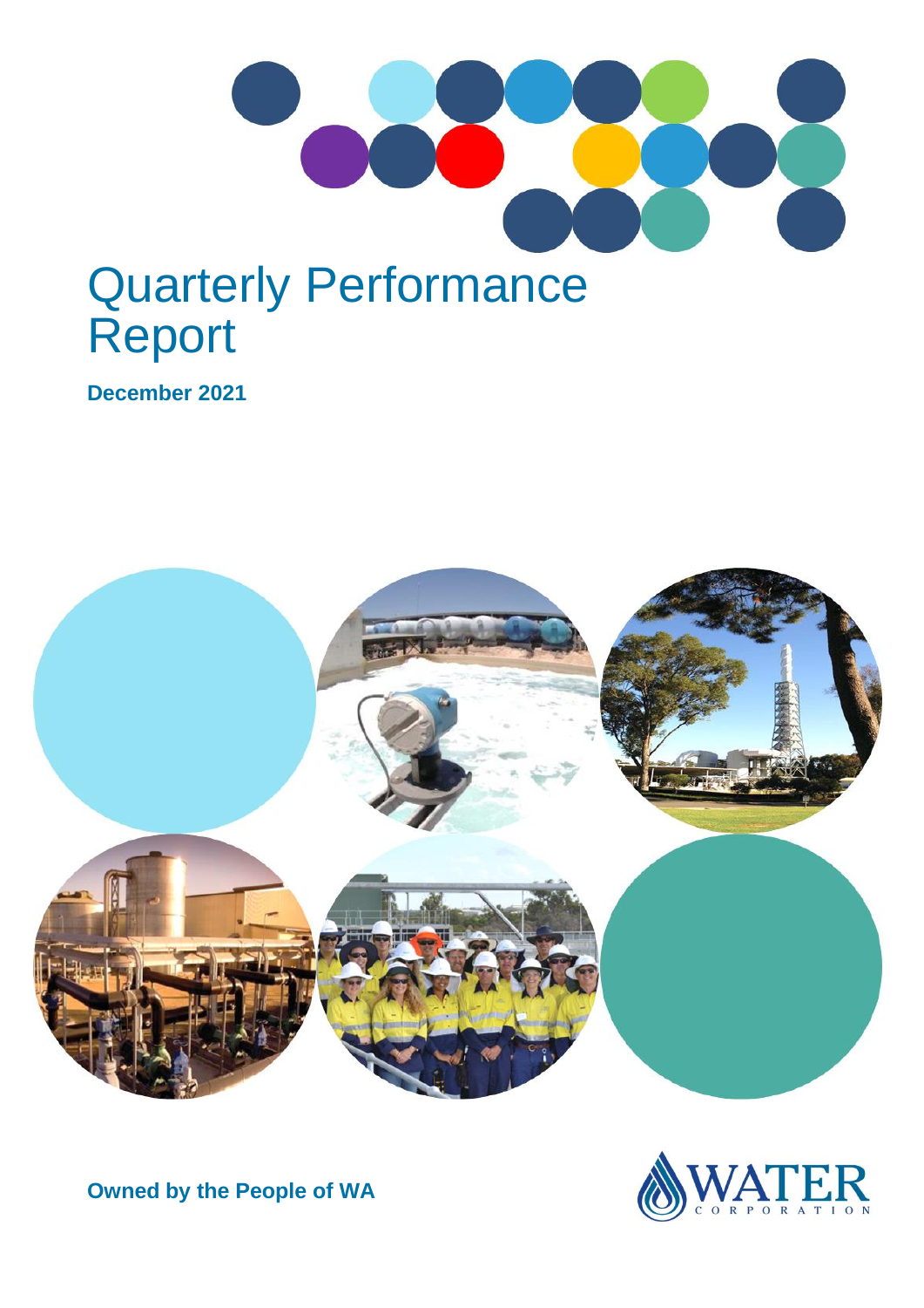# Quarterly Performance Report

**December 2021**

**Owned by the People of WA**

WATER CORPORATION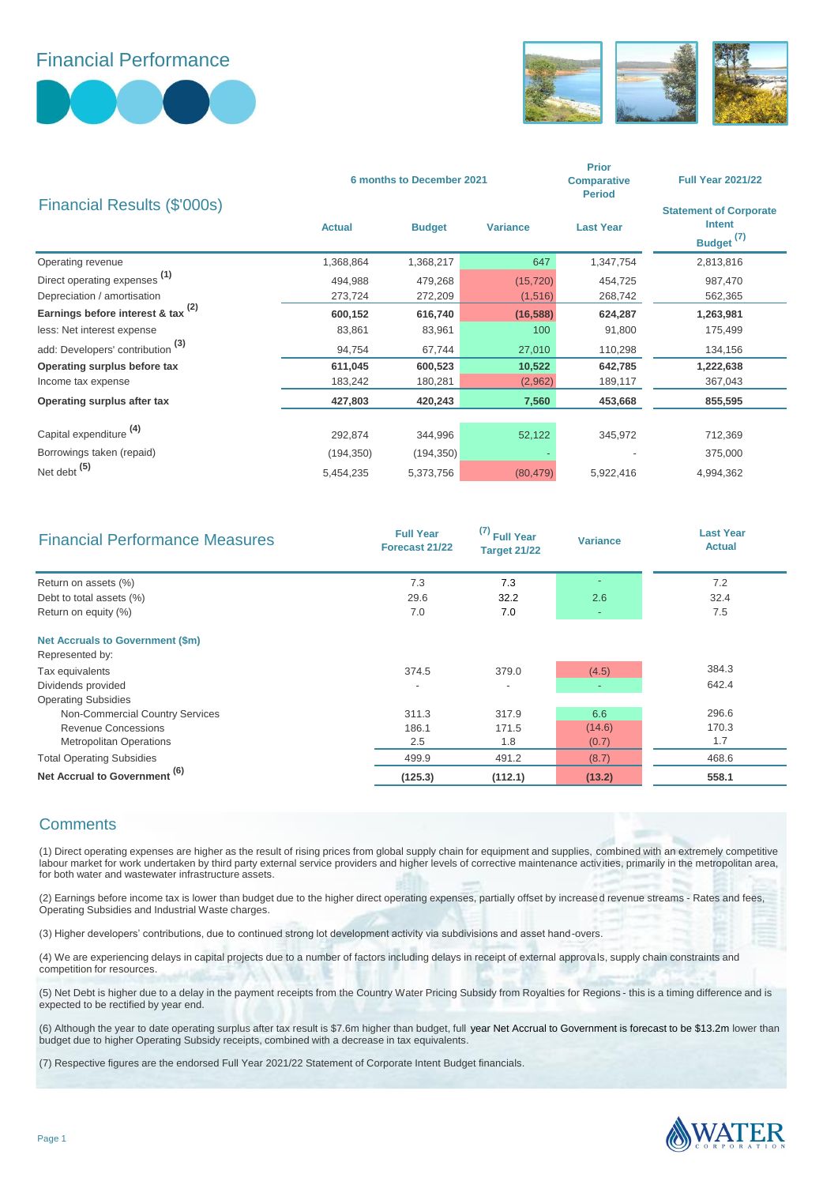# Financial Performance

## Financial Results ($'000s)

| | 6 months to December 2021 | | | Prior Comparative Period | Full Year 2021/22 |
|---|---|---|---|---|---|
| | Actual | Budget | Variance | Last Year | Statement of Corporate Intent Budget [7] |
| Operating revenue | 1,368,864 | 1,368,217 | 647 | 1,347,754 | 2,813,816 |
| Direct operating expenses [1] | 494,988 | 479,268 | (15,720) | 454,725 | 987,470 |
| Depreciation / amortisation | 273,724 | 272,209 | (1,516) | 268,742 | 562,365 |
| **Earnings before interest & tax [2]** | **600,152** | **616,740** | **(16,588)** | **624,287** | **1,263,981** |
| less: Net interest expense | 83,861 | 83,961 | 100 | 91,800 | 175,499 |
| add: Developers' contribution [3] | 94,754 | 67,744 | 27,010 | 110,298 | 134,156 |
| **Operating surplus before tax** | **611,045** | **600,523** | **10,522** | **642,785** | **1,222,638** |
| Income tax expense | 183,242 | 180,281 | (2,962) | 189,117 | 367,043 |
| **Operating surplus after tax** | **427,803** | **420,243** | **7,560** | **453,668** | **855,595** |
| Capital expenditure [4] | 292,874 | 344,996 | 52,122 | 345,972 | 712,369 |
| Borrowings taken (repaid) | (194,350) | (194,350) | - | - | 375,000 |
| Net debt [5] | 5,454,235 | 5,373,756 | (80,479) | 5,922,416 | 4,994,362 |

## Financial Performance Measures

| | Full Year Forecast 21/22 | [7] Full Year Target 21/22 | Variance | Last Year Actual |
|---|---|---|---|---|
| Return on assets (%) | 7.3 | 7.3 | - | 7.2 |
| Debt to total assets (%) | 29.6 | 32.2 | 2.6 | 32.4 |
| Return on equity (%) | 7.0 | 7.0 | - | 7.5 |
| **Net Accruals to Government ($m)** | | | | |
| Represented by: | | | | |
| Tax equivalents | 374.5 | 379.0 | (4.5) | 384.3 |
| Dividends provided | - | - | - | 642.4 |
| Operating Subsidies | | | | |
| Non-Commercial Country Services | 311.3 | 317.9 | 6.6 | 296.6 |
| Revenue Concessions | 186.1 | 171.5 | (14.6) | 170.3 |
| Metropolitan Operations | 2.5 | 1.8 | (0.7) | 1.7 |
| Total Operating Subsidies | 499.9 | 491.2 | (8.7) | 468.6 |
| **Net Accrual to Government [6]** | **(125.3)** | **(112.1)** | **(13.2)** | **558.1** |

## Comments

(1) Direct operating expenses are higher as the result of rising prices from global supply chain for equipment and supplies, combined with an extremely competitive labour market for work undertaken by third party external service providers and higher levels of corrective maintenance activities, primarily in the metropolitan area, for both water and wastewater infrastructure assets.

(2) Earnings before income tax is lower than budget due to the higher direct operating expenses, partially offset by increased revenue streams - Rates and fees, Operating Subsidies and Industrial Waste charges.

(3) Higher developers' contributions, due to continued strong lot development activity via subdivisions and asset hand-overs.

(4) We are experiencing delays in capital projects due to a number of factors including delays in receipt of external approvals, supply chain constraints and competition for resources.

(5) Net Debt is higher due to a delay in the payment receipts from the Country Water Pricing Subsidy from Royalties for Regions - this is a timing difference and is expected to be rectified by year end.

(6) Although the year to date operating surplus after tax result is $7.6m higher than budget, full year Net Accrual to Government is forecast to be $13.2m lower than budget due to higher Operating Subsidy receipts, combined with a decrease in tax equivalents.

(7) Respective figures are the endorsed Full Year 2021/22 Statement of Corporate Intent Budget financials.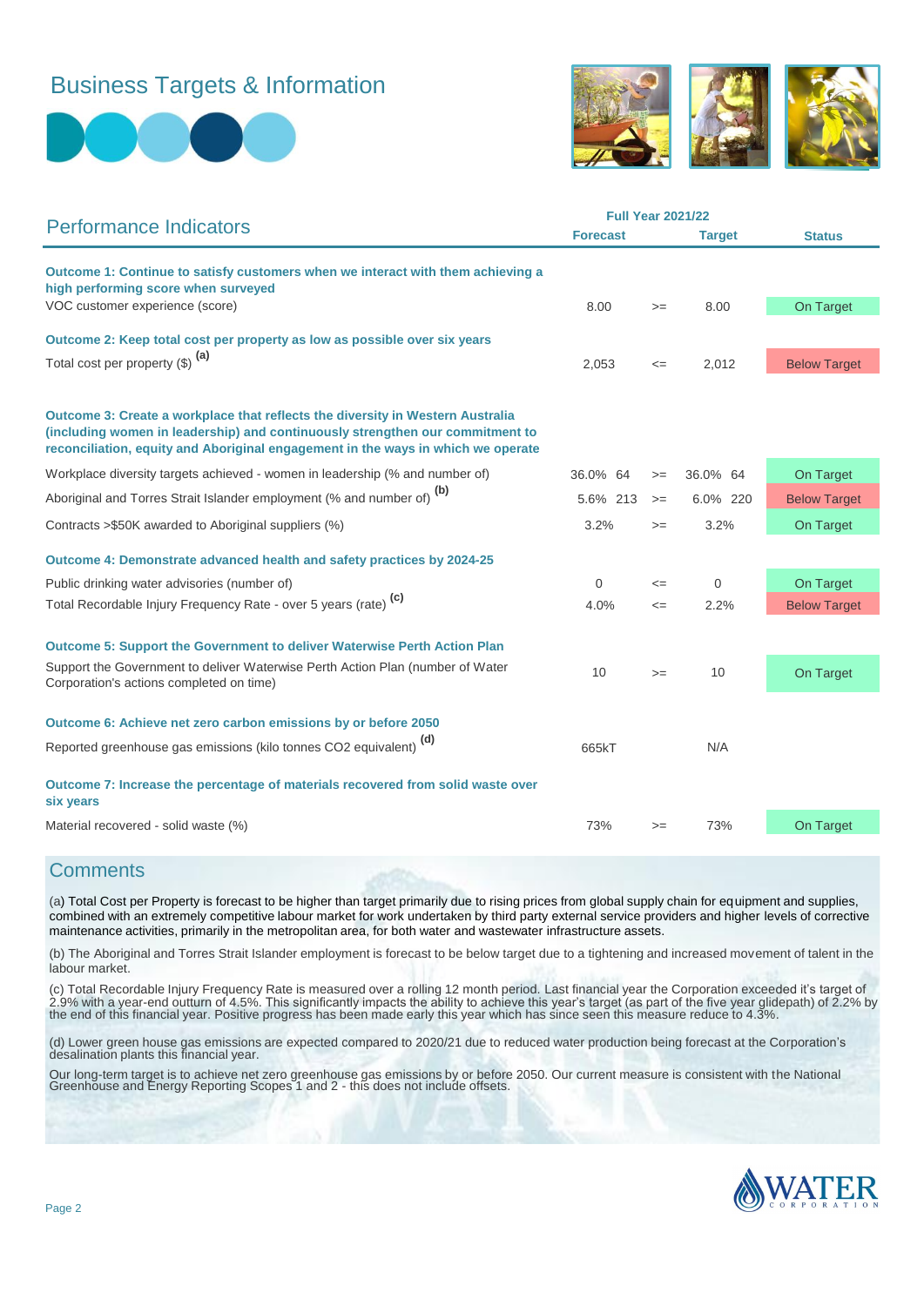# Business Targets & Information

## Performance Indicators

| Performance Indicators | Full Year 2021/22 Forecast | | Full Year 2021/22 Target | Status |
|---|---|---|---|---|
| **Outcome 1: Continue to satisfy customers when we interact with them achieving a high performing score when surveyed** | | | | |
| VOC customer experience (score) | 8.00 | >= | 8.00 | On Target |
| **Outcome 2: Keep total cost per property as low as possible over six years** | | | | |
| Total cost per property ($) [(a)] | 2,053 | <= | 2,012 | Below Target |
| **Outcome 3: Create a workplace that reflects the diversity in Western Australia (including women in leadership) and continuously strengthen our commitment to reconciliation, equity and Aboriginal engagement in the ways in which we operate** | | | | |
| Workplace diversity targets achieved - women in leadership (% and number of) | 36.0% 64 | >= | 36.0% 64 | On Target |
| Aboriginal and Torres Strait Islander employment (% and number of) [(b)] | 5.6% 213 | >= | 6.0% 220 | Below Target |
| Contracts >$50K awarded to Aboriginal suppliers (%) | 3.2% | >= | 3.2% | On Target |
| **Outcome 4: Demonstrate advanced health and safety practices by 2024-25** | | | | |
| Public drinking water advisories (number of) | 0 | <= | 0 | On Target |
| Total Recordable Injury Frequency Rate - over 5 years (rate) [(c)] | 4.0% | <= | 2.2% | Below Target |
| **Outcome 5: Support the Government to deliver Waterwise Perth Action Plan** | | | | |
| Support the Government to deliver Waterwise Perth Action Plan (number of Water Corporation's actions completed on time) | 10 | >= | 10 | On Target |
| **Outcome 6: Achieve net zero carbon emissions by or before 2050** | | | | |
| Reported greenhouse gas emissions (kilo tonnes CO2 equivalent) [(d)] | 665kT | | N/A | |
| **Outcome 7: Increase the percentage of materials recovered from solid waste over six years** | | | | |
| Material recovered - solid waste (%) | 73% | >= | 73% | On Target |

## Comments

(a) Total Cost per Property is forecast to be higher than target primarily due to rising prices from global supply chain for equipment and supplies, combined with an extremely competitive labour market for work undertaken by third party external service providers and higher levels of corrective maintenance activities, primarily in the metropolitan area, for both water and wastewater infrastructure assets.

(b) The Aboriginal and Torres Strait Islander employment is forecast to be below target due to a tightening and increased movement of talent in the labour market.

(c) Total Recordable Injury Frequency Rate is measured over a rolling 12 month period. Last financial year the Corporation exceeded it's target of 2.9% with a year-end outturn of 4.5%. This significantly impacts the ability to achieve this year's target (as part of the five year glidepath) of 2.2% by the end of this financial year. Positive progress has been made early this year which has since seen this measure reduce to 4.3%.

(d) Lower green house gas emissions are expected compared to 2020/21 due to reduced water production being forecast at the Corporation's desalination plants this financial year.

Our long-term target is to achieve net zero greenhouse gas emissions by or before 2050. Our current measure is consistent with the National Greenhouse and Energy Reporting Scopes 1 and 2 - this does not include offsets.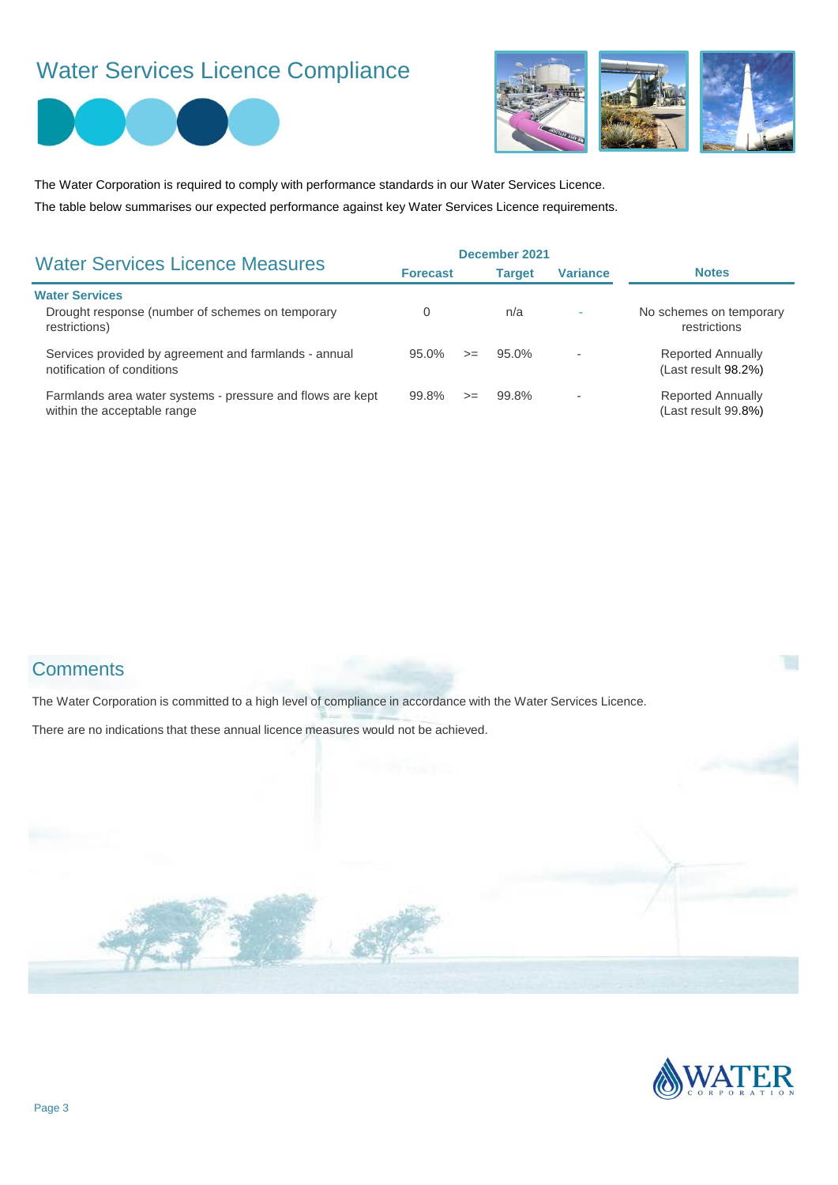# Water Services Licence Compliance

The Water Corporation is required to comply with performance standards in our Water Services Licence.

The table below summarises our expected performance against key Water Services Licence requirements.

| Water Services Licence Measures | December 2021 | | | | Notes |
|---|---|---|---|---|---|
| | Forecast | | Target | Variance | |
| **Water Services** | | | | | |
| Drought response (number of schemes on temporary restrictions) | 0 | | n/a | - | No schemes on temporary restrictions |
| Services provided by agreement and farmlands - annual notification of conditions | 95.0% | >= | 95.0% | - | Reported Annually (Last result 98.2%) |
| Farmlands area water systems - pressure and flows are kept within the acceptable range | 99.8% | >= | 99.8% | - | Reported Annually (Last result 99.8%) |

## Comments

The Water Corporation is committed to a high level of compliance in accordance with the Water Services Licence.

There are no indications that these annual licence measures would not be achieved.